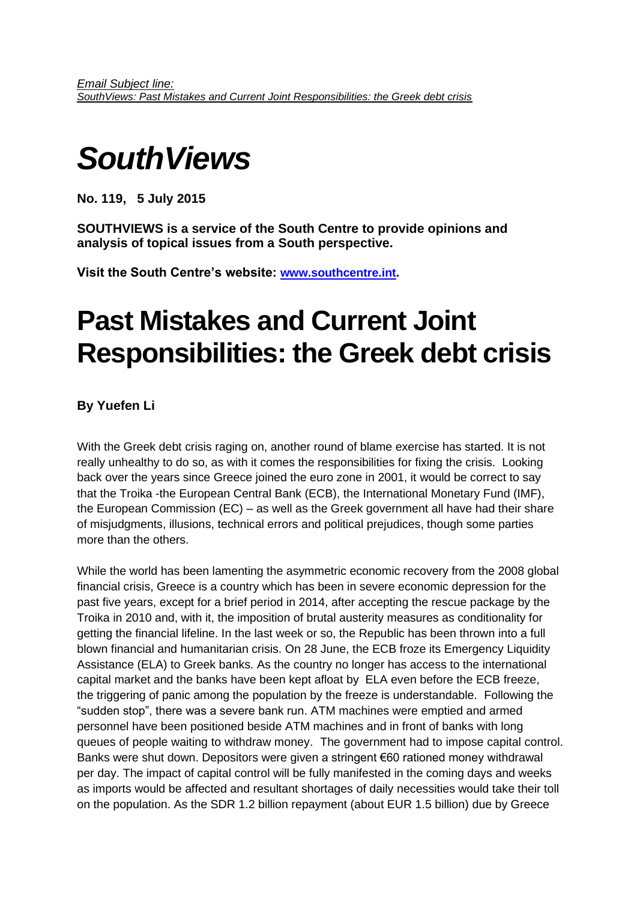*Email Subject line:*
*SouthViews: Past Mistakes and Current Joint Responsibilities: the Greek debt crisis*

# *SouthViews*

**No. 119, 5 July 2015**

**SOUTHVIEWS is a service of the South Centre to provide opinions and analysis of topical issues from a South perspective.**

**Visit the South Centre's website: [www.southcentre.int](http://www.southcentre.int).**

# Past Mistakes and Current Joint Responsibilities: the Greek debt crisis

**By Yuefen Li**

With the Greek debt crisis raging on, another round of blame exercise has started. It is not really unhealthy to do so, as with it comes the responsibilities for fixing the crisis. Looking back over the years since Greece joined the euro zone in 2001, it would be correct to say that the Troika -the European Central Bank (ECB), the International Monetary Fund (IMF), the European Commission (EC) – as well as the Greek government all have had their share of misjudgments, illusions, technical errors and political prejudices, though some parties more than the others.

While the world has been lamenting the asymmetric economic recovery from the 2008 global financial crisis, Greece is a country which has been in severe economic depression for the past five years, except for a brief period in 2014, after accepting the rescue package by the Troika in 2010 and, with it, the imposition of brutal austerity measures as conditionality for getting the financial lifeline. In the last week or so, the Republic has been thrown into a full blown financial and humanitarian crisis. On 28 June, the ECB froze its Emergency Liquidity Assistance (ELA) to Greek banks. As the country no longer has access to the international capital market and the banks have been kept afloat by ELA even before the ECB freeze, the triggering of panic among the population by the freeze is understandable. Following the "sudden stop", there was a severe bank run. ATM machines were emptied and armed personnel have been positioned beside ATM machines and in front of banks with long queues of people waiting to withdraw money. The government had to impose capital control. Banks were shut down. Depositors were given a stringent €60 rationed money withdrawal per day. The impact of capital control will be fully manifested in the coming days and weeks as imports would be affected and resultant shortages of daily necessities would take their toll on the population. As the SDR 1.2 billion repayment (about EUR 1.5 billion) due by Greece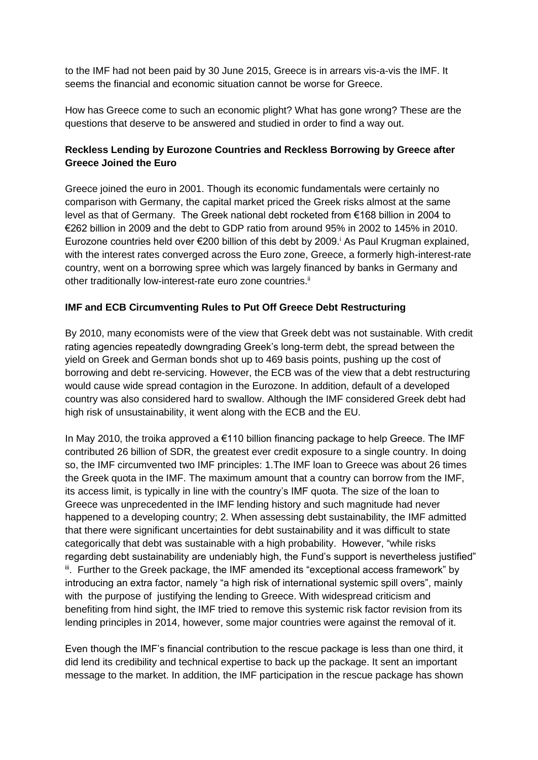to the IMF had not been paid by 30 June 2015, Greece is in arrears vis-a-vis the IMF. It seems the financial and economic situation cannot be worse for Greece.

How has Greece come to such an economic plight? What has gone wrong? These are the questions that deserve to be answered and studied in order to find a way out.

**Reckless Lending by Eurozone Countries and Reckless Borrowing by Greece after Greece Joined the Euro**

Greece joined the euro in 2001. Though its economic fundamentals were certainly no comparison with Germany, the capital market priced the Greek risks almost at the same level as that of Germany. The Greek national debt rocketed from €168 billion in 2004 to €262 billion in 2009 and the debt to GDP ratio from around 95% in 2002 to 145% in 2010. Eurozone countries held over €200 billion of this debt by 2009.[i] As Paul Krugman explained, with the interest rates converged across the Euro zone, Greece, a formerly high-interest-rate country, went on a borrowing spree which was largely financed by banks in Germany and other traditionally low-interest-rate euro zone countries.[ii]

**IMF and ECB Circumventing Rules to Put Off Greece Debt Restructuring**

By 2010, many economists were of the view that Greek debt was not sustainable. With credit rating agencies repeatedly downgrading Greek's long-term debt, the spread between the yield on Greek and German bonds shot up to 469 basis points, pushing up the cost of borrowing and debt re-servicing. However, the ECB was of the view that a debt restructuring would cause wide spread contagion in the Eurozone. In addition, default of a developed country was also considered hard to swallow. Although the IMF considered Greek debt had high risk of unsustainability, it went along with the ECB and the EU.

In May 2010, the troika approved a €110 billion financing package to help Greece. The IMF contributed 26 billion of SDR, the greatest ever credit exposure to a single country. In doing so, the IMF circumvented two IMF principles: 1.The IMF loan to Greece was about 26 times the Greek quota in the IMF. The maximum amount that a country can borrow from the IMF, its access limit, is typically in line with the country's IMF quota. The size of the loan to Greece was unprecedented in the IMF lending history and such magnitude had never happened to a developing country; 2. When assessing debt sustainability, the IMF admitted that there were significant uncertainties for debt sustainability and it was difficult to state categorically that debt was sustainable with a high probability. However, "while risks regarding debt sustainability are undeniably high, the Fund's support is nevertheless justified"[iii]. Further to the Greek package, the IMF amended its "exceptional access framework" by introducing an extra factor, namely "a high risk of international systemic spill overs", mainly with the purpose of justifying the lending to Greece. With widespread criticism and benefiting from hind sight, the IMF tried to remove this systemic risk factor revision from its lending principles in 2014, however, some major countries were against the removal of it.

Even though the IMF's financial contribution to the rescue package is less than one third, it did lend its credibility and technical expertise to back up the package. It sent an important message to the market. In addition, the IMF participation in the rescue package has shown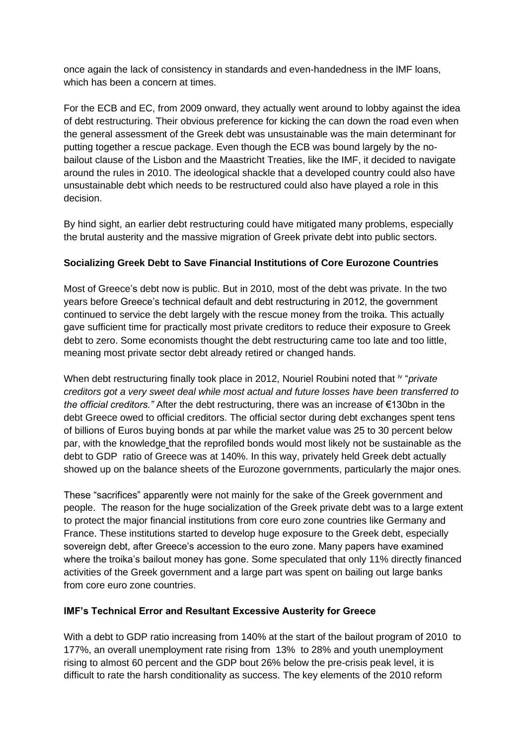once again the lack of consistency in standards and even-handedness in the IMF loans, which has been a concern at times.

For the ECB and EC, from 2009 onward, they actually went around to lobby against the idea of debt restructuring. Their obvious preference for kicking the can down the road even when the general assessment of the Greek debt was unsustainable was the main determinant for putting together a rescue package. Even though the ECB was bound largely by the no-bailout clause of the Lisbon and the Maastricht Treaties, like the IMF, it decided to navigate around the rules in 2010. The ideological shackle that a developed country could also have unsustainable debt which needs to be restructured could also have played a role in this decision.

By hind sight, an earlier debt restructuring could have mitigated many problems, especially the brutal austerity and the massive migration of Greek private debt into public sectors.

**Socializing Greek Debt to Save Financial Institutions of Core Eurozone Countries**

Most of Greece's debt now is public. But in 2010, most of the debt was private. In the two years before Greece's technical default and debt restructuring in 2012, the government continued to service the debt largely with the rescue money from the troika. This actually gave sufficient time for practically most private creditors to reduce their exposure to Greek debt to zero. Some economists thought the debt restructuring came too late and too little, meaning most private sector debt already retired or changed hands.

When debt restructuring finally took place in 2012, Nouriel Roubini noted that [iv] "*private creditors got a very sweet deal while most actual and future losses have been transferred to the official creditors.*" After the debt restructuring, there was an increase of €130bn in the debt Greece owed to official creditors. The official sector during debt exchanges spent tens of billions of Euros buying bonds at par while the market value was 25 to 30 percent below par, with the knowledge that the reprofiled bonds would most likely not be sustainable as the debt to GDP ratio of Greece was at 140%. In this way, privately held Greek debt actually showed up on the balance sheets of the Eurozone governments, particularly the major ones.

These "sacrifices" apparently were not mainly for the sake of the Greek government and people. The reason for the huge socialization of the Greek private debt was to a large extent to protect the major financial institutions from core euro zone countries like Germany and France. These institutions started to develop huge exposure to the Greek debt, especially sovereign debt, after Greece's accession to the euro zone. Many papers have examined where the troika's bailout money has gone. Some speculated that only 11% directly financed activities of the Greek government and a large part was spent on bailing out large banks from core euro zone countries.

**IMF's Technical Error and Resultant Excessive Austerity for Greece**

With a debt to GDP ratio increasing from 140% at the start of the bailout program of 2010 to 177%, an overall unemployment rate rising from 13% to 28% and youth unemployment rising to almost 60 percent and the GDP bout 26% below the pre-crisis peak level, it is difficult to rate the harsh conditionality as success. The key elements of the 2010 reform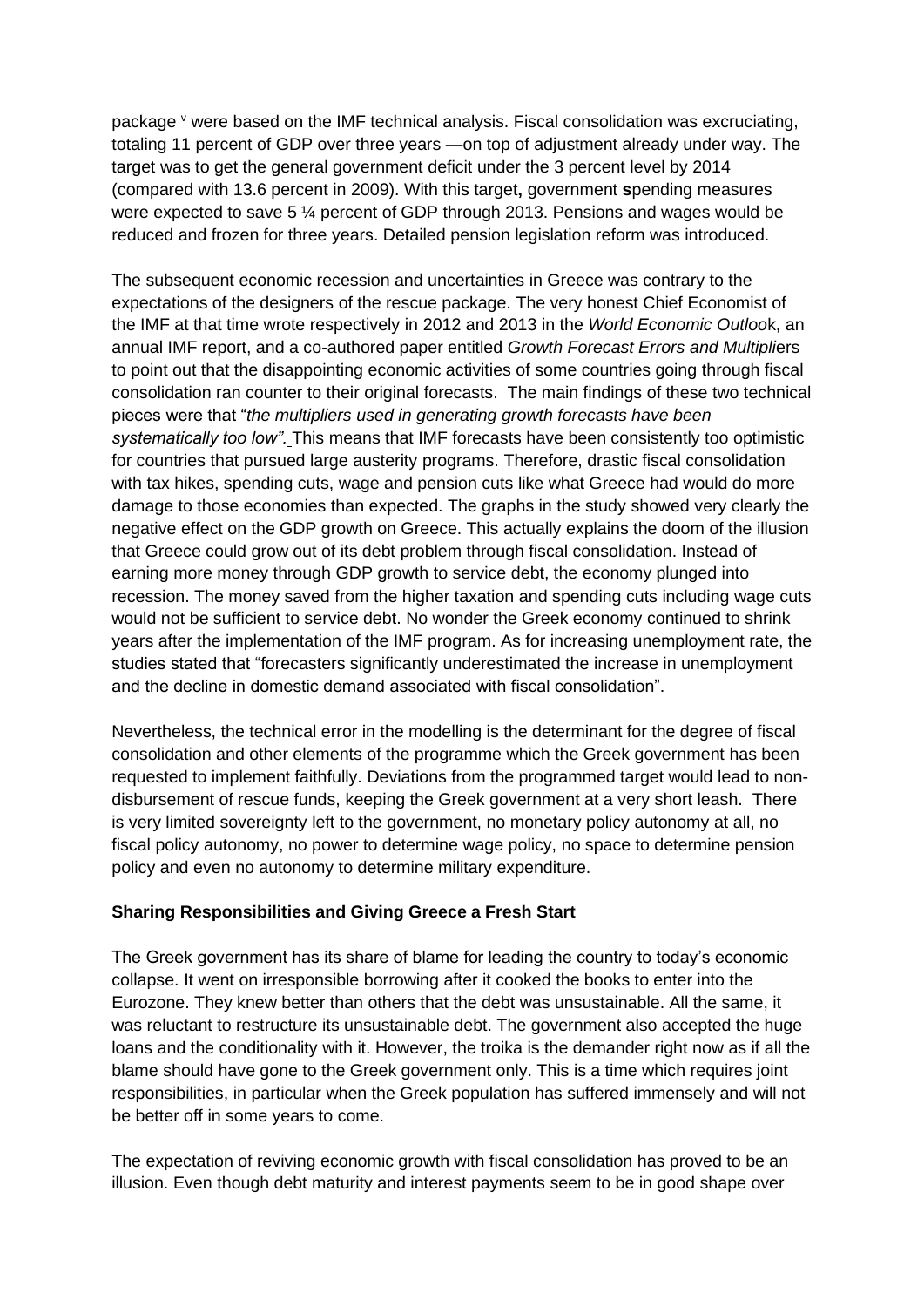package [v] were based on the IMF technical analysis. Fiscal consolidation was excruciating, totaling 11 percent of GDP over three years —on top of adjustment already under way. The target was to get the general government deficit under the 3 percent level by 2014 (compared with 13.6 percent in 2009). With this target**,** government **s**pending measures were expected to save 5 ¼ percent of GDP through 2013. Pensions and wages would be reduced and frozen for three years. Detailed pension legislation reform was introduced.

The subsequent economic recession and uncertainties in Greece was contrary to the expectations of the designers of the rescue package. The very honest Chief Economist of the IMF at that time wrote respectively in 2012 and 2013 in the *World Economic Outlook*, an annual IMF report, and a co-authored paper entitled *Growth Forecast Errors and Multipliers* to point out that the disappointing economic activities of some countries going through fiscal consolidation ran counter to their original forecasts. The main findings of these two technical pieces were that "*the multipliers used in generating growth forecasts have been systematically too low".* This means that IMF forecasts have been consistently too optimistic for countries that pursued large austerity programs. Therefore, drastic fiscal consolidation with tax hikes, spending cuts, wage and pension cuts like what Greece had would do more damage to those economies than expected. The graphs in the study showed very clearly the negative effect on the GDP growth on Greece. This actually explains the doom of the illusion that Greece could grow out of its debt problem through fiscal consolidation. Instead of earning more money through GDP growth to service debt, the economy plunged into recession. The money saved from the higher taxation and spending cuts including wage cuts would not be sufficient to service debt. No wonder the Greek economy continued to shrink years after the implementation of the IMF program. As for increasing unemployment rate, the studies stated that "forecasters significantly underestimated the increase in unemployment and the decline in domestic demand associated with fiscal consolidation".

Nevertheless, the technical error in the modelling is the determinant for the degree of fiscal consolidation and other elements of the programme which the Greek government has been requested to implement faithfully. Deviations from the programmed target would lead to non-disbursement of rescue funds, keeping the Greek government at a very short leash. There is very limited sovereignty left to the government, no monetary policy autonomy at all, no fiscal policy autonomy, no power to determine wage policy, no space to determine pension policy and even no autonomy to determine military expenditure.

**Sharing Responsibilities and Giving Greece a Fresh Start**

The Greek government has its share of blame for leading the country to today's economic collapse. It went on irresponsible borrowing after it cooked the books to enter into the Eurozone. They knew better than others that the debt was unsustainable. All the same, it was reluctant to restructure its unsustainable debt. The government also accepted the huge loans and the conditionality with it. However, the troika is the demander right now as if all the blame should have gone to the Greek government only. This is a time which requires joint responsibilities, in particular when the Greek population has suffered immensely and will not be better off in some years to come.

The expectation of reviving economic growth with fiscal consolidation has proved to be an illusion. Even though debt maturity and interest payments seem to be in good shape over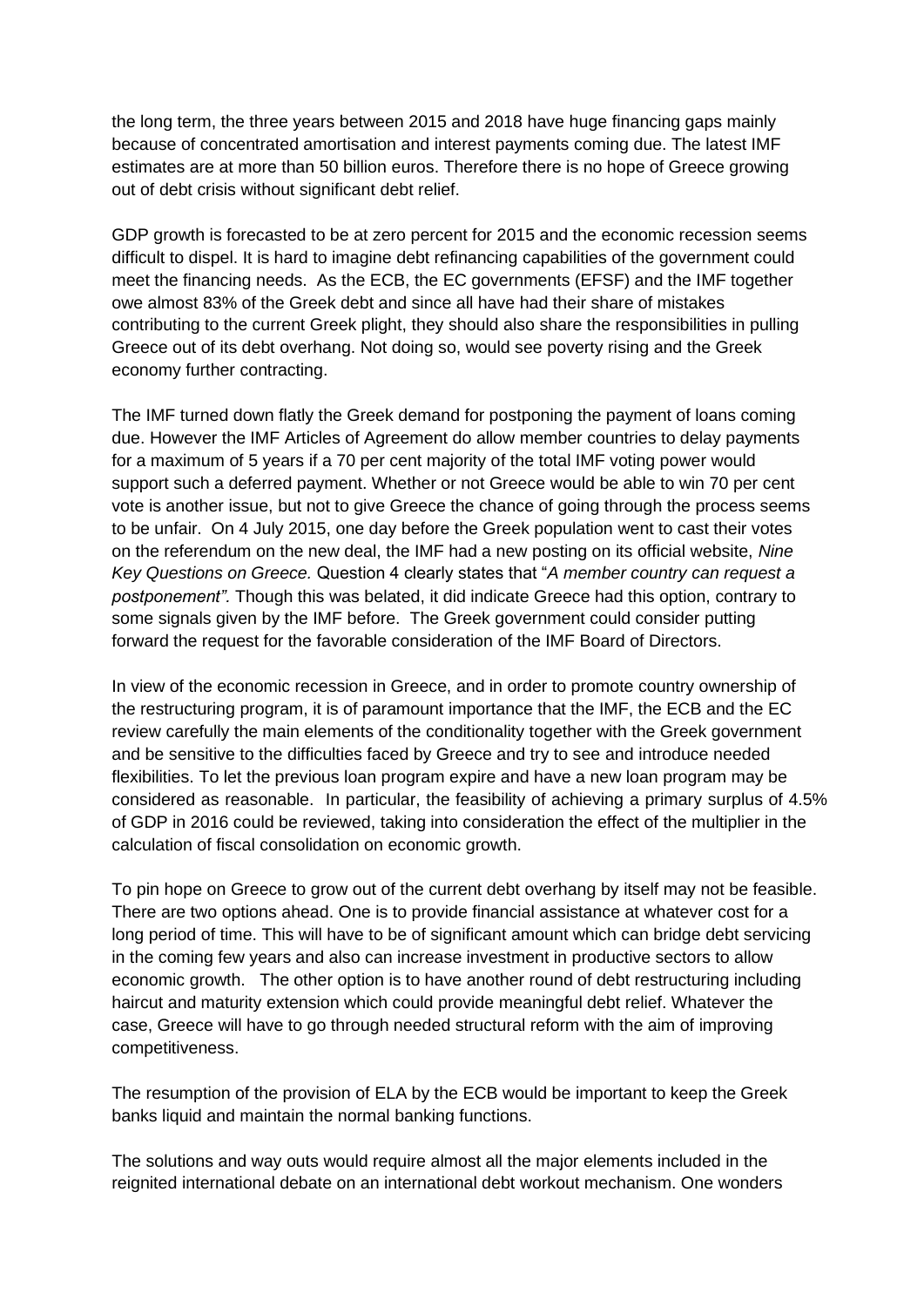the long term, the three years between 2015 and 2018 have huge financing gaps mainly because of concentrated amortisation and interest payments coming due. The latest IMF estimates are at more than 50 billion euros. Therefore there is no hope of Greece growing out of debt crisis without significant debt relief.

GDP growth is forecasted to be at zero percent for 2015 and the economic recession seems difficult to dispel. It is hard to imagine debt refinancing capabilities of the government could meet the financing needs. As the ECB, the EC governments (EFSF) and the IMF together owe almost 83% of the Greek debt and since all have had their share of mistakes contributing to the current Greek plight, they should also share the responsibilities in pulling Greece out of its debt overhang. Not doing so, would see poverty rising and the Greek economy further contracting.

The IMF turned down flatly the Greek demand for postponing the payment of loans coming due. However the IMF Articles of Agreement do allow member countries to delay payments for a maximum of 5 years if a 70 per cent majority of the total IMF voting power would support such a deferred payment. Whether or not Greece would be able to win 70 per cent vote is another issue, but not to give Greece the chance of going through the process seems to be unfair. On 4 July 2015, one day before the Greek population went to cast their votes on the referendum on the new deal, the IMF had a new posting on its official website, *Nine Key Questions on Greece.* Question 4 clearly states that "*A member country can request a postponement".* Though this was belated, it did indicate Greece had this option, contrary to some signals given by the IMF before. The Greek government could consider putting forward the request for the favorable consideration of the IMF Board of Directors.

In view of the economic recession in Greece, and in order to promote country ownership of the restructuring program, it is of paramount importance that the IMF, the ECB and the EC review carefully the main elements of the conditionality together with the Greek government and be sensitive to the difficulties faced by Greece and try to see and introduce needed flexibilities. To let the previous loan program expire and have a new loan program may be considered as reasonable. In particular, the feasibility of achieving a primary surplus of 4.5% of GDP in 2016 could be reviewed, taking into consideration the effect of the multiplier in the calculation of fiscal consolidation on economic growth.

To pin hope on Greece to grow out of the current debt overhang by itself may not be feasible. There are two options ahead. One is to provide financial assistance at whatever cost for a long period of time. This will have to be of significant amount which can bridge debt servicing in the coming few years and also can increase investment in productive sectors to allow economic growth. The other option is to have another round of debt restructuring including haircut and maturity extension which could provide meaningful debt relief. Whatever the case, Greece will have to go through needed structural reform with the aim of improving competitiveness.

The resumption of the provision of ELA by the ECB would be important to keep the Greek banks liquid and maintain the normal banking functions.

The solutions and way outs would require almost all the major elements included in the reignited international debate on an international debt workout mechanism. One wonders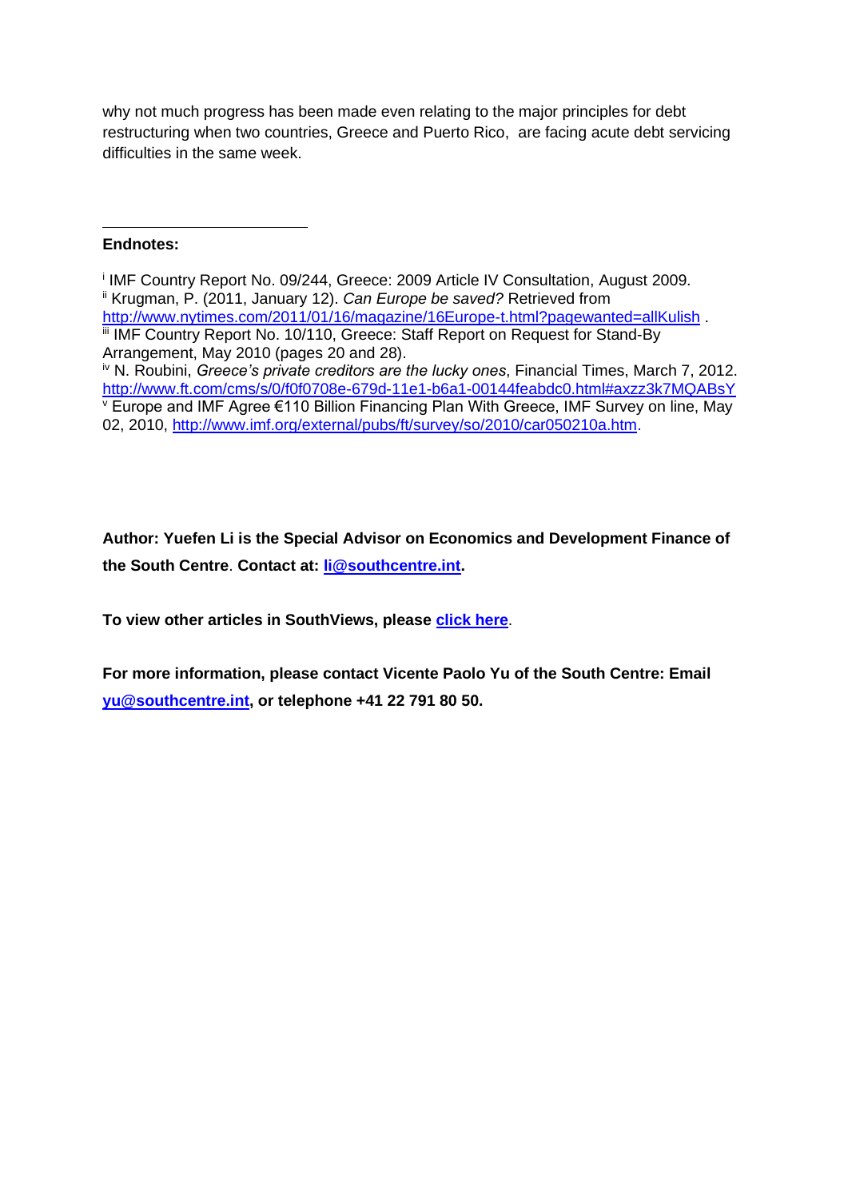why not much progress has been made even relating to the major principles for debt restructuring when two countries, Greece and Puerto Rico, are facing acute debt servicing difficulties in the same week.

---

**Endnotes:**

[i] IMF Country Report No. 09/244, Greece: 2009 Article IV Consultation, August 2009.
[ii] Krugman, P. (2011, January 12). *Can Europe be saved?* Retrieved from http://www.nytimes.com/2011/01/16/magazine/16Europe-t.html?pagewanted=allKulish .
[iii] IMF Country Report No. 10/110, Greece: Staff Report on Request for Stand-By Arrangement, May 2010 (pages 20 and 28).
[iv] N. Roubini, *Greece's private creditors are the lucky ones*, Financial Times, March 7, 2012. http://www.ft.com/cms/s/0/f0f0708e-679d-11e1-b6a1-00144feabdc0.html#axzz3k7MQABsY
[v] Europe and IMF Agree €110 Billion Financing Plan With Greece, IMF Survey on line, May 02, 2010, http://www.imf.org/external/pubs/ft/survey/so/2010/car050210a.htm.

**Author: Yuefen Li is the Special Advisor on Economics and Development Finance of the South Centre**. **Contact at: li@southcentre.int.**

**To view other articles in SouthViews, please click here**.

**For more information, please contact Vicente Paolo Yu of the South Centre: Email yu@southcentre.int, or telephone +41 22 791 80 50.**